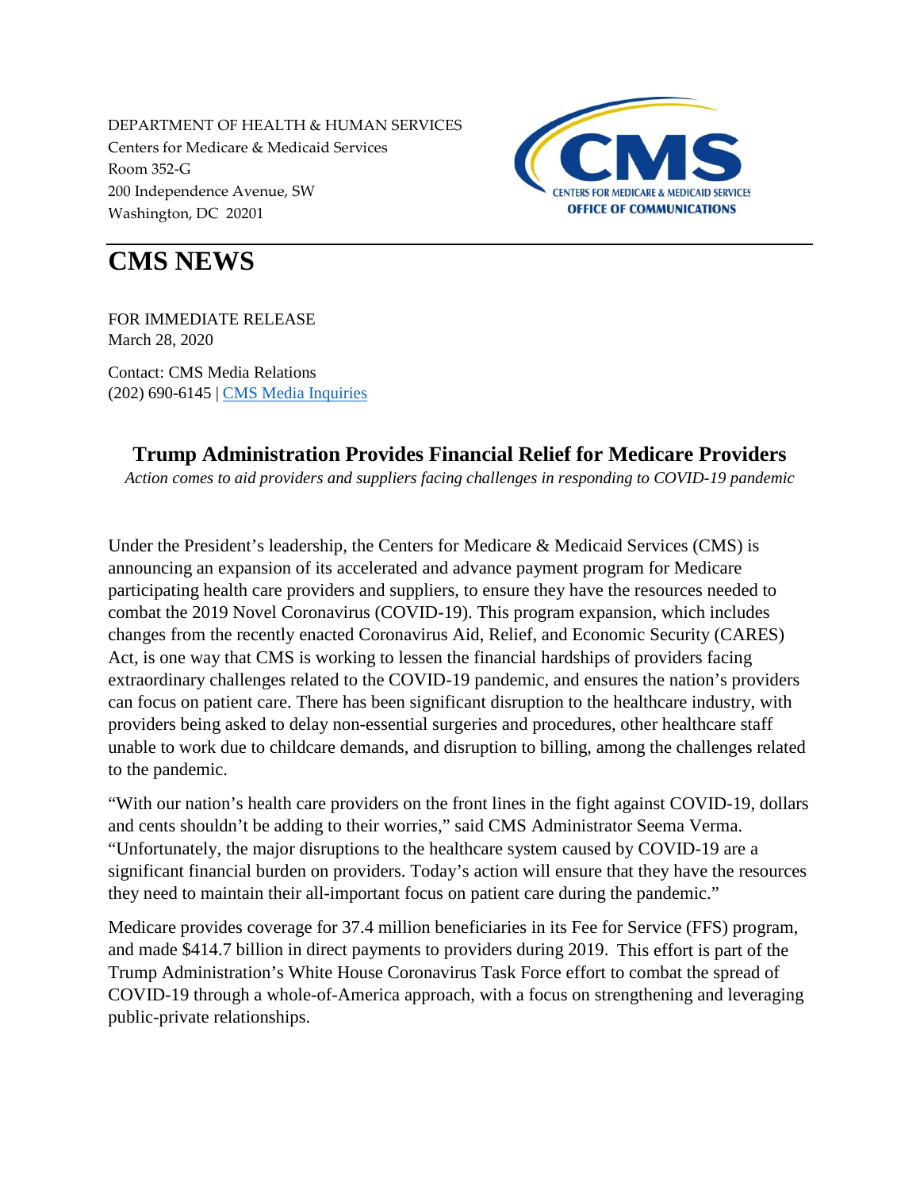DEPARTMENT OF HEALTH & HUMAN SERVICES
Centers for Medicare & Medicaid Services
Room 352-G
200 Independence Avenue, SW
Washington, DC 20201

CENTERS FOR MEDICARE & MEDICAID SERVICES
OFFICE OF COMMUNICATIONS

# CMS NEWS

FOR IMMEDIATE RELEASE
March 28, 2020

Contact: CMS Media Relations
(202) 690-6145 | CMS Media Inquiries

## Trump Administration Provides Financial Relief for Medicare Providers

*Action comes to aid providers and suppliers facing challenges in responding to COVID-19 pandemic*

Under the President's leadership, the Centers for Medicare & Medicaid Services (CMS) is announcing an expansion of its accelerated and advance payment program for Medicare participating health care providers and suppliers, to ensure they have the resources needed to combat the 2019 Novel Coronavirus (COVID-19). This program expansion, which includes changes from the recently enacted Coronavirus Aid, Relief, and Economic Security (CARES) Act, is one way that CMS is working to lessen the financial hardships of providers facing extraordinary challenges related to the COVID-19 pandemic, and ensures the nation's providers can focus on patient care. There has been significant disruption to the healthcare industry, with providers being asked to delay non-essential surgeries and procedures, other healthcare staff unable to work due to childcare demands, and disruption to billing, among the challenges related to the pandemic.

"With our nation's health care providers on the front lines in the fight against COVID-19, dollars and cents shouldn't be adding to their worries," said CMS Administrator Seema Verma. "Unfortunately, the major disruptions to the healthcare system caused by COVID-19 are a significant financial burden on providers. Today's action will ensure that they have the resources they need to maintain their all-important focus on patient care during the pandemic."

Medicare provides coverage for 37.4 million beneficiaries in its Fee for Service (FFS) program, and made $414.7 billion in direct payments to providers during 2019. This effort is part of the Trump Administration's White House Coronavirus Task Force effort to combat the spread of COVID-19 through a whole-of-America approach, with a focus on strengthening and leveraging public-private relationships.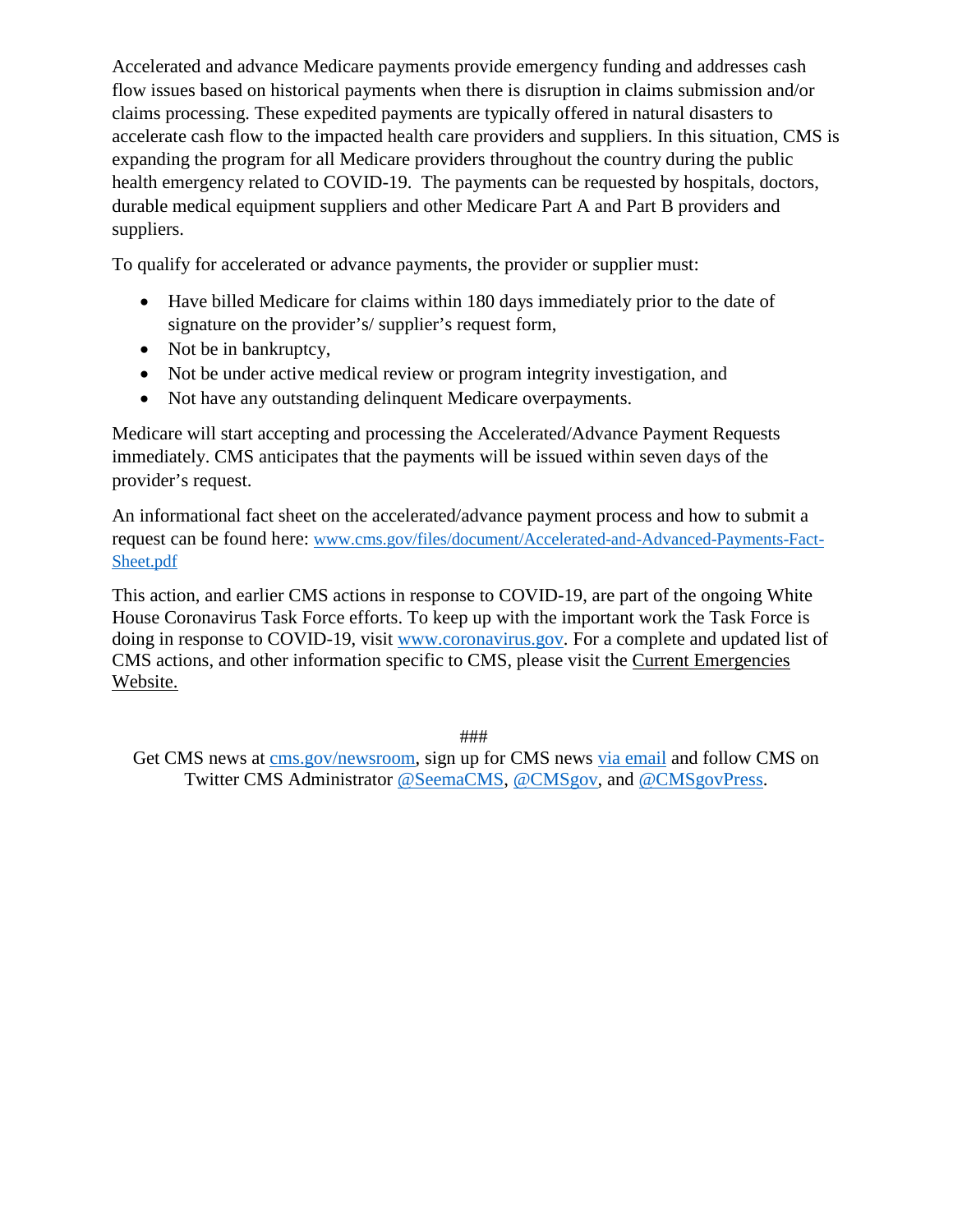Accelerated and advance Medicare payments provide emergency funding and addresses cash flow issues based on historical payments when there is disruption in claims submission and/or claims processing. These expedited payments are typically offered in natural disasters to accelerate cash flow to the impacted health care providers and suppliers. In this situation, CMS is expanding the program for all Medicare providers throughout the country during the public health emergency related to COVID-19. The payments can be requested by hospitals, doctors, durable medical equipment suppliers and other Medicare Part A and Part B providers and suppliers.

To qualify for accelerated or advance payments, the provider or supplier must:

- Have billed Medicare for claims within 180 days immediately prior to the date of signature on the provider's/ supplier's request form,
- Not be in bankruptcy,
- Not be under active medical review or program integrity investigation, and
- Not have any outstanding delinquent Medicare overpayments.

Medicare will start accepting and processing the Accelerated/Advance Payment Requests immediately. CMS anticipates that the payments will be issued within seven days of the provider's request.

An informational fact sheet on the accelerated/advance payment process and how to submit a request can be found here: www.cms.gov/files/document/Accelerated-and-Advanced-Payments-Fact-Sheet.pdf

This action, and earlier CMS actions in response to COVID-19, are part of the ongoing White House Coronavirus Task Force efforts. To keep up with the important work the Task Force is doing in response to COVID-19, visit www.coronavirus.gov. For a complete and updated list of CMS actions, and other information specific to CMS, please visit the Current Emergencies Website.

###

Get CMS news at cms.gov/newsroom, sign up for CMS news via email and follow CMS on Twitter CMS Administrator @SeemaCMS, @CMSgov, and @CMSgovPress.